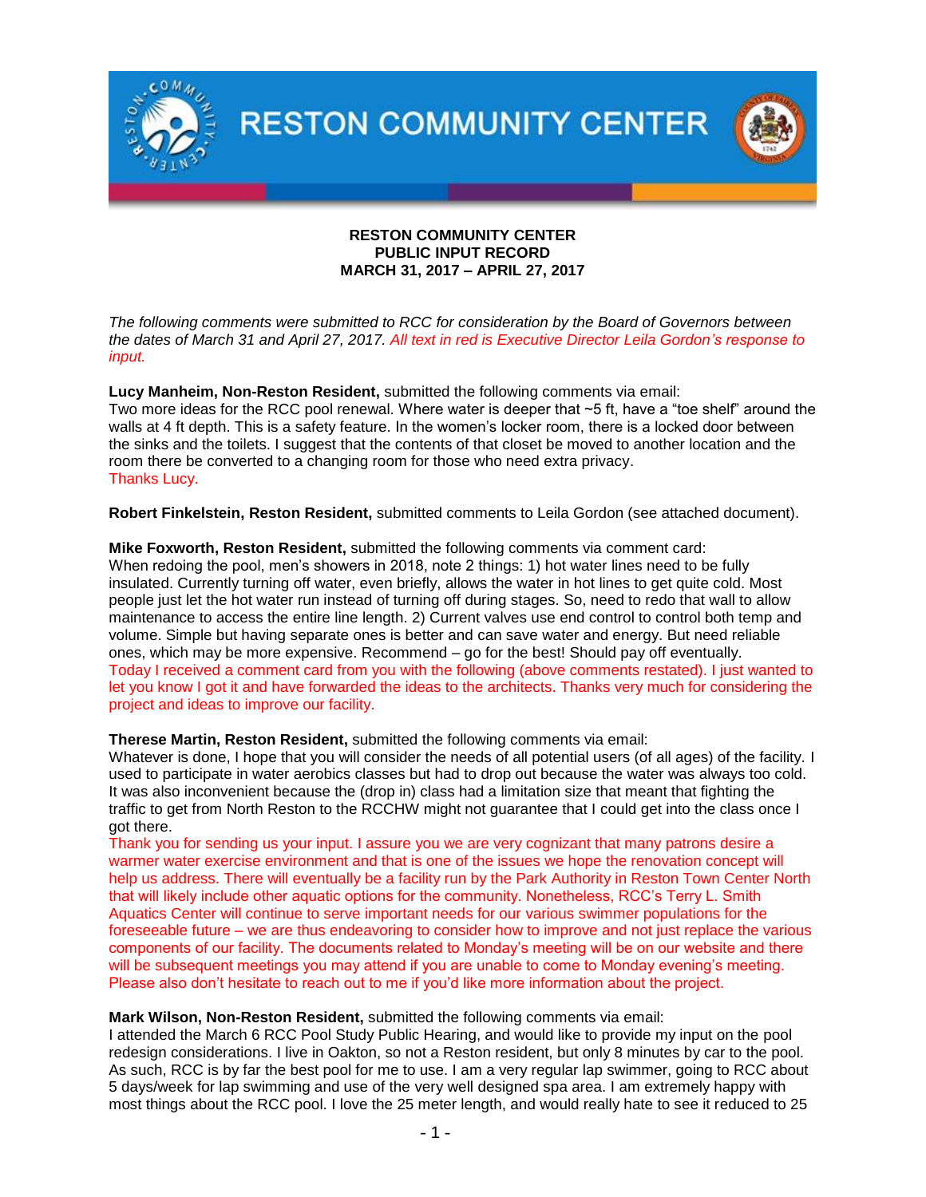RESTON COMMUNITY CENTER

# RESTON COMMUNITY CENTER
## PUBLIC INPUT RECORD
## MARCH 31, 2017 – APRIL 27, 2017

*The following comments were submitted to RCC for consideration by the Board of Governors between the dates of March 31 and April 27, 2017. All text in red is Executive Director Leila Gordon's response to input.*

**Lucy Manheim, Non-Reston Resident,** submitted the following comments via email:
Two more ideas for the RCC pool renewal. Where water is deeper that ~5 ft, have a "toe shelf" around the walls at 4 ft depth. This is a safety feature. In the women's locker room, there is a locked door between the sinks and the toilets. I suggest that the contents of that closet be moved to another location and the room there be converted to a changing room for those who need extra privacy.
Thanks Lucy.

**Robert Finkelstein, Reston Resident,** submitted comments to Leila Gordon (see attached document).

**Mike Foxworth, Reston Resident,** submitted the following comments via comment card:
When redoing the pool, men's showers in 2018, note 2 things: 1) hot water lines need to be fully insulated. Currently turning off water, even briefly, allows the water in hot lines to get quite cold. Most people just let the hot water run instead of turning off during stages. So, need to redo that wall to allow maintenance to access the entire line length. 2) Current valves use end control to control both temp and volume. Simple but having separate ones is better and can save water and energy. But need reliable ones, which may be more expensive. Recommend – go for the best! Should pay off eventually.
Today I received a comment card from you with the following (above comments restated). I just wanted to let you know I got it and have forwarded the ideas to the architects. Thanks very much for considering the project and ideas to improve our facility.

**Therese Martin, Reston Resident,** submitted the following comments via email:
Whatever is done, I hope that you will consider the needs of all potential users (of all ages) of the facility. I used to participate in water aerobics classes but had to drop out because the water was always too cold. It was also inconvenient because the (drop in) class had a limitation size that meant that fighting the traffic to get from North Reston to the RCCHW might not guarantee that I could get into the class once I got there.
Thank you for sending us your input. I assure you we are very cognizant that many patrons desire a warmer water exercise environment and that is one of the issues we hope the renovation concept will help us address. There will eventually be a facility run by the Park Authority in Reston Town Center North that will likely include other aquatic options for the community. Nonetheless, RCC's Terry L. Smith Aquatics Center will continue to serve important needs for our various swimmer populations for the foreseeable future – we are thus endeavoring to consider how to improve and not just replace the various components of our facility. The documents related to Monday's meeting will be on our website and there will be subsequent meetings you may attend if you are unable to come to Monday evening's meeting. Please also don't hesitate to reach out to me if you'd like more information about the project.

**Mark Wilson, Non-Reston Resident,** submitted the following comments via email:
I attended the March 6 RCC Pool Study Public Hearing, and would like to provide my input on the pool redesign considerations. I live in Oakton, so not a Reston resident, but only 8 minutes by car to the pool. As such, RCC is by far the best pool for me to use. I am a very regular lap swimmer, going to RCC about 5 days/week for lap swimming and use of the very well designed spa area. I am extremely happy with most things about the RCC pool. I love the 25 meter length, and would really hate to see it reduced to 25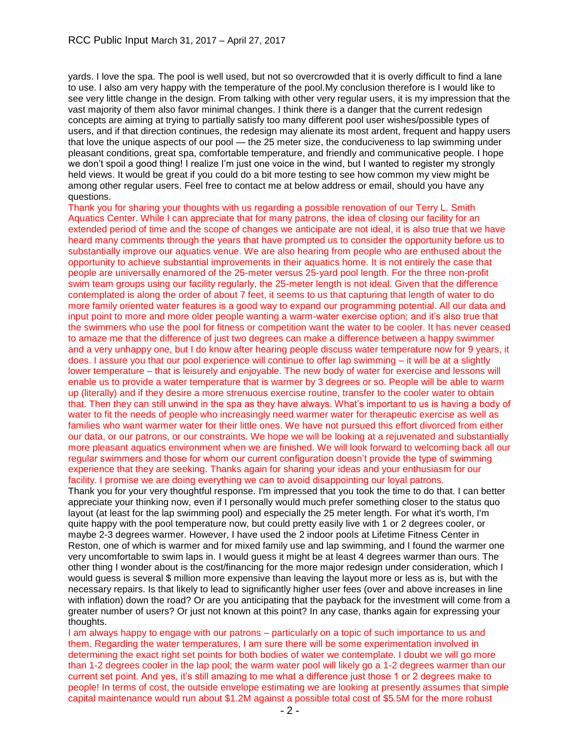yards. I love the spa. The pool is well used, but not so overcrowded that it is overly difficult to find a lane to use. I also am very happy with the temperature of the pool.My conclusion therefore is I would like to see very little change in the design. From talking with other very regular users, it is my impression that the vast majority of them also favor minimal changes. I think there is a danger that the current redesign concepts are aiming at trying to partially satisfy too many different pool user wishes/possible types of users, and if that direction continues, the redesign may alienate its most ardent, frequent and happy users that love the unique aspects of our pool — the 25 meter size, the conduciveness to lap swimming under pleasant conditions, great spa, comfortable temperature, and friendly and communicative people. I hope we don't spoil a good thing! I realize I'm just one voice in the wind, but I wanted to register my strongly held views. It would be great if you could do a bit more testing to see how common my view might be among other regular users. Feel free to contact me at below address or email, should you have any questions.

Thank you for sharing your thoughts with us regarding a possible renovation of our Terry L. Smith Aquatics Center. While I can appreciate that for many patrons, the idea of closing our facility for an extended period of time and the scope of changes we anticipate are not ideal, it is also true that we have heard many comments through the years that have prompted us to consider the opportunity before us to substantially improve our aquatics venue. We are also hearing from people who are enthused about the opportunity to achieve substantial improvements in their aquatics home. It is not entirely the case that people are universally enamored of the 25-meter versus 25-yard pool length. For the three non-profit swim team groups using our facility regularly, the 25-meter length is not ideal. Given that the difference contemplated is along the order of about 7 feet, it seems to us that capturing that length of water to do more family oriented water features is a good way to expand our programming potential. All our data and input point to more and more older people wanting a warm-water exercise option; and it's also true that the swimmers who use the pool for fitness or competition want the water to be cooler. It has never ceased to amaze me that the difference of just two degrees can make a difference between a happy swimmer and a very unhappy one, but I do know after hearing people discuss water temperature now for 9 years, it does. I assure you that our pool experience will continue to offer lap swimming – it will be at a slightly lower temperature – that is leisurely and enjoyable. The new body of water for exercise and lessons will enable us to provide a water temperature that is warmer by 3 degrees or so. People will be able to warm up (literally) and if they desire a more strenuous exercise routine, transfer to the cooler water to obtain that. Then they can still unwind in the spa as they have always. What's important to us is having a body of water to fit the needs of people who increasingly need warmer water for therapeutic exercise as well as families who want warmer water for their little ones. We have not pursued this effort divorced from either our data, or our patrons, or our constraints. We hope we will be looking at a rejuvenated and substantially more pleasant aquatics environment when we are finished. We will look forward to welcoming back all our regular swimmers and those for whom our current configuration doesn't provide the type of swimming experience that they are seeking. Thanks again for sharing your ideas and your enthusiasm for our facility. I promise we are doing everything we can to avoid disappointing our loyal patrons.

Thank you for your very thoughtful response. I'm impressed that you took the time to do that. I can better appreciate your thinking now, even if I personally would much prefer something closer to the status quo layout (at least for the lap swimming pool) and especially the 25 meter length. For what it's worth, I'm quite happy with the pool temperature now, but could pretty easily live with 1 or 2 degrees cooler, or maybe 2-3 degrees warmer. However, I have used the 2 indoor pools at Lifetime Fitness Center in Reston, one of which is warmer and for mixed family use and lap swimming, and I found the warmer one very uncomfortable to swim laps in. I would guess it might be at least 4 degrees warmer than ours. The other thing I wonder about is the cost/financing for the more major redesign under consideration, which I would guess is several $ million more expensive than leaving the layout more or less as is, but with the necessary repairs. Is that likely to lead to significantly higher user fees (over and above increases in line with inflation) down the road? Or are you anticipating that the payback for the investment will come from a greater number of users? Or just not known at this point? In any case, thanks again for expressing your thoughts.

I am always happy to engage with our patrons – particularly on a topic of such importance to us and them. Regarding the water temperatures, I am sure there will be some experimentation involved in determining the exact right set points for both bodies of water we contemplate. I doubt we will go more than 1-2 degrees cooler in the lap pool; the warm water pool will likely go a 1-2 degrees warmer than our current set point. And yes, it's still amazing to me what a difference just those 1 or 2 degrees make to people! In terms of cost, the outside envelope estimating we are looking at presently assumes that simple capital maintenance would run about $1.2M against a possible total cost of $5.5M for the more robust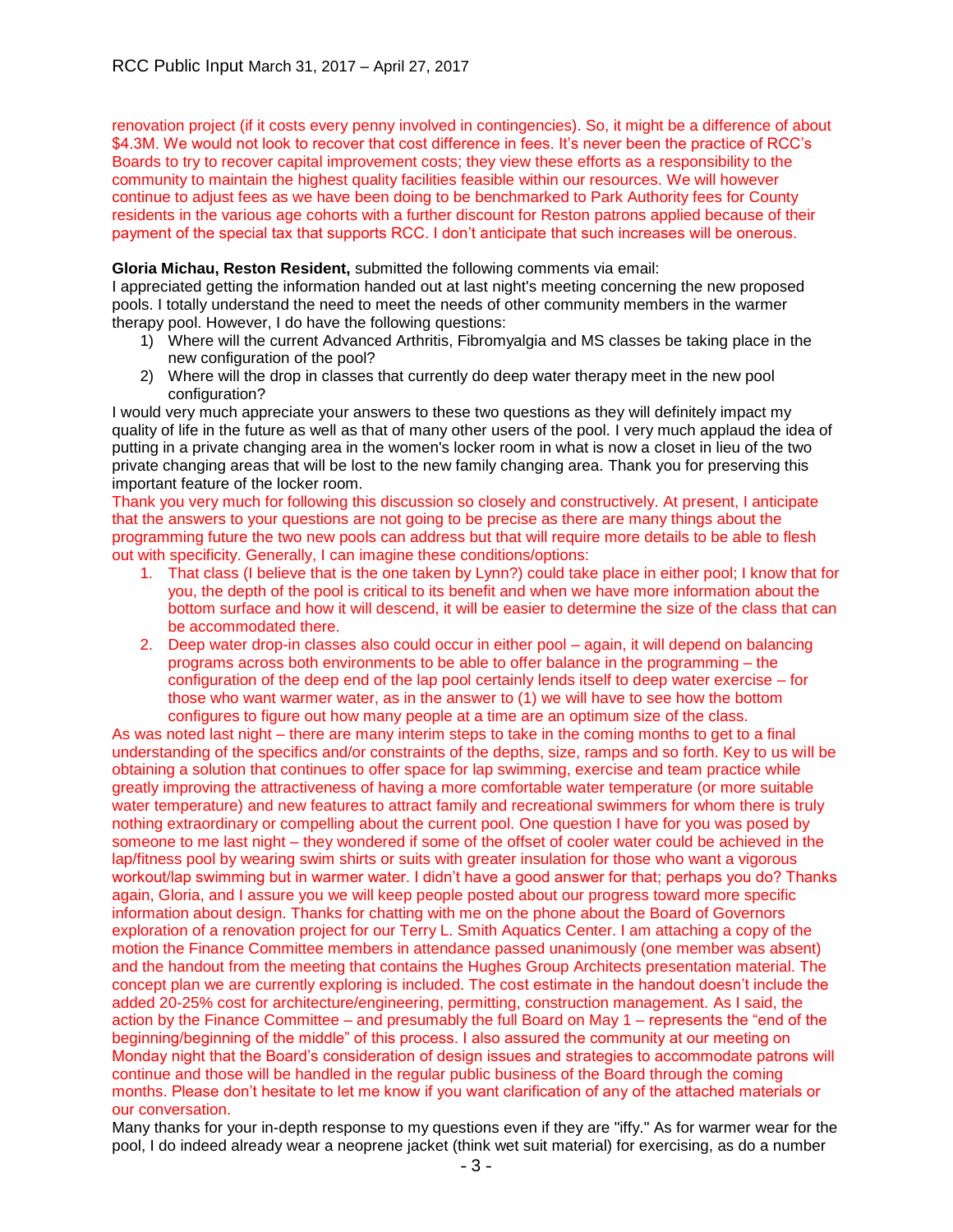renovation project (if it costs every penny involved in contingencies). So, it might be a difference of about $4.3M. We would not look to recover that cost difference in fees. It's never been the practice of RCC's Boards to try to recover capital improvement costs; they view these efforts as a responsibility to the community to maintain the highest quality facilities feasible within our resources. We will however continue to adjust fees as we have been doing to be benchmarked to Park Authority fees for County residents in the various age cohorts with a further discount for Reston patrons applied because of their payment of the special tax that supports RCC. I don't anticipate that such increases will be onerous.

**Gloria Michau, Reston Resident,** submitted the following comments via email:

I appreciated getting the information handed out at last night's meeting concerning the new proposed pools. I totally understand the need to meet the needs of other community members in the warmer therapy pool. However, I do have the following questions:

1) Where will the current Advanced Arthritis, Fibromyalgia and MS classes be taking place in the new configuration of the pool?
2) Where will the drop in classes that currently do deep water therapy meet in the new pool configuration?

I would very much appreciate your answers to these two questions as they will definitely impact my quality of life in the future as well as that of many other users of the pool. I very much applaud the idea of putting in a private changing area in the women's locker room in what is now a closet in lieu of the two private changing areas that will be lost to the new family changing area. Thank you for preserving this important feature of the locker room.

Thank you very much for following this discussion so closely and constructively. At present, I anticipate that the answers to your questions are not going to be precise as there are many things about the programming future the two new pools can address but that will require more details to be able to flesh out with specificity. Generally, I can imagine these conditions/options:

1. That class (I believe that is the one taken by Lynn?) could take place in either pool; I know that for you, the depth of the pool is critical to its benefit and when we have more information about the bottom surface and how it will descend, it will be easier to determine the size of the class that can be accommodated there.
2. Deep water drop-in classes also could occur in either pool – again, it will depend on balancing programs across both environments to be able to offer balance in the programming – the configuration of the deep end of the lap pool certainly lends itself to deep water exercise – for those who want warmer water, as in the answer to (1) we will have to see how the bottom configures to figure out how many people at a time are an optimum size of the class.

As was noted last night – there are many interim steps to take in the coming months to get to a final understanding of the specifics and/or constraints of the depths, size, ramps and so forth. Key to us will be obtaining a solution that continues to offer space for lap swimming, exercise and team practice while greatly improving the attractiveness of having a more comfortable water temperature (or more suitable water temperature) and new features to attract family and recreational swimmers for whom there is truly nothing extraordinary or compelling about the current pool. One question I have for you was posed by someone to me last night – they wondered if some of the offset of cooler water could be achieved in the lap/fitness pool by wearing swim shirts or suits with greater insulation for those who want a vigorous workout/lap swimming but in warmer water. I didn't have a good answer for that; perhaps you do? Thanks again, Gloria, and I assure you we will keep people posted about our progress toward more specific information about design. Thanks for chatting with me on the phone about the Board of Governors exploration of a renovation project for our Terry L. Smith Aquatics Center. I am attaching a copy of the motion the Finance Committee members in attendance passed unanimously (one member was absent) and the handout from the meeting that contains the Hughes Group Architects presentation material. The concept plan we are currently exploring is included. The cost estimate in the handout doesn't include the added 20-25% cost for architecture/engineering, permitting, construction management. As I said, the action by the Finance Committee – and presumably the full Board on May 1 – represents the "end of the beginning/beginning of the middle" of this process. I also assured the community at our meeting on Monday night that the Board's consideration of design issues and strategies to accommodate patrons will continue and those will be handled in the regular public business of the Board through the coming months. Please don't hesitate to let me know if you want clarification of any of the attached materials or our conversation.

Many thanks for your in-depth response to my questions even if they are "iffy." As for warmer wear for the pool, I do indeed already wear a neoprene jacket (think wet suit material) for exercising, as do a number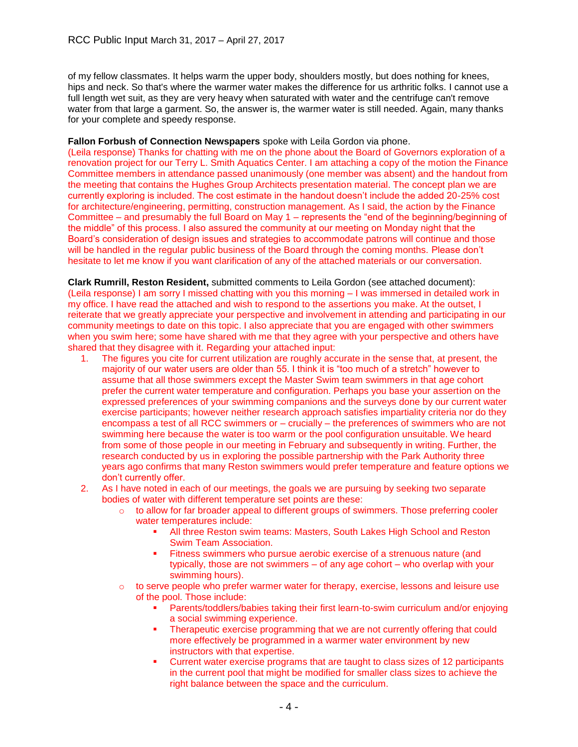of my fellow classmates. It helps warm the upper body, shoulders mostly, but does nothing for knees, hips and neck. So that's where the warmer water makes the difference for us arthritic folks. I cannot use a full length wet suit, as they are very heavy when saturated with water and the centrifuge can't remove water from that large a garment. So, the answer is, the warmer water is still needed. Again, many thanks for your complete and speedy response.

**Fallon Forbush of Connection Newspapers** spoke with Leila Gordon via phone.
(Leila response) Thanks for chatting with me on the phone about the Board of Governors exploration of a renovation project for our Terry L. Smith Aquatics Center. I am attaching a copy of the motion the Finance Committee members in attendance passed unanimously (one member was absent) and the handout from the meeting that contains the Hughes Group Architects presentation material. The concept plan we are currently exploring is included. The cost estimate in the handout doesn't include the added 20-25% cost for architecture/engineering, permitting, construction management. As I said, the action by the Finance Committee – and presumably the full Board on May 1 – represents the "end of the beginning/beginning of the middle" of this process. I also assured the community at our meeting on Monday night that the Board's consideration of design issues and strategies to accommodate patrons will continue and those will be handled in the regular public business of the Board through the coming months. Please don't hesitate to let me know if you want clarification of any of the attached materials or our conversation.

**Clark Rumrill, Reston Resident,** submitted comments to Leila Gordon (see attached document):
(Leila response) I am sorry I missed chatting with you this morning – I was immersed in detailed work in my office. I have read the attached and wish to respond to the assertions you make. At the outset, I reiterate that we greatly appreciate your perspective and involvement in attending and participating in our community meetings to date on this topic. I also appreciate that you are engaged with other swimmers when you swim here; some have shared with me that they agree with your perspective and others have shared that they disagree with it. Regarding your attached input:

1. The figures you cite for current utilization are roughly accurate in the sense that, at present, the majority of our water users are older than 55. I think it is "too much of a stretch" however to assume that all those swimmers except the Master Swim team swimmers in that age cohort prefer the current water temperature and configuration. Perhaps you base your assertion on the expressed preferences of your swimming companions and the surveys done by our current water exercise participants; however neither research approach satisfies impartiality criteria nor do they encompass a test of all RCC swimmers or – crucially – the preferences of swimmers who are not swimming here because the water is too warm or the pool configuration unsuitable. We heard from some of those people in our meeting in February and subsequently in writing. Further, the research conducted by us in exploring the possible partnership with the Park Authority three years ago confirms that many Reston swimmers would prefer temperature and feature options we don't currently offer.
2. As I have noted in each of our meetings, the goals we are pursuing by seeking two separate bodies of water with different temperature set points are these:
   - to allow for far broader appeal to different groups of swimmers. Those preferring cooler water temperatures include:
     - All three Reston swim teams: Masters, South Lakes High School and Reston Swim Team Association.
     - Fitness swimmers who pursue aerobic exercise of a strenuous nature (and typically, those are not swimmers – of any age cohort – who overlap with your swimming hours).
   - to serve people who prefer warmer water for therapy, exercise, lessons and leisure use of the pool. Those include:
     - Parents/toddlers/babies taking their first learn-to-swim curriculum and/or enjoying a social swimming experience.
     - Therapeutic exercise programming that we are not currently offering that could more effectively be programmed in a warmer water environment by new instructors with that expertise.
     - Current water exercise programs that are taught to class sizes of 12 participants in the current pool that might be modified for smaller class sizes to achieve the right balance between the space and the curriculum.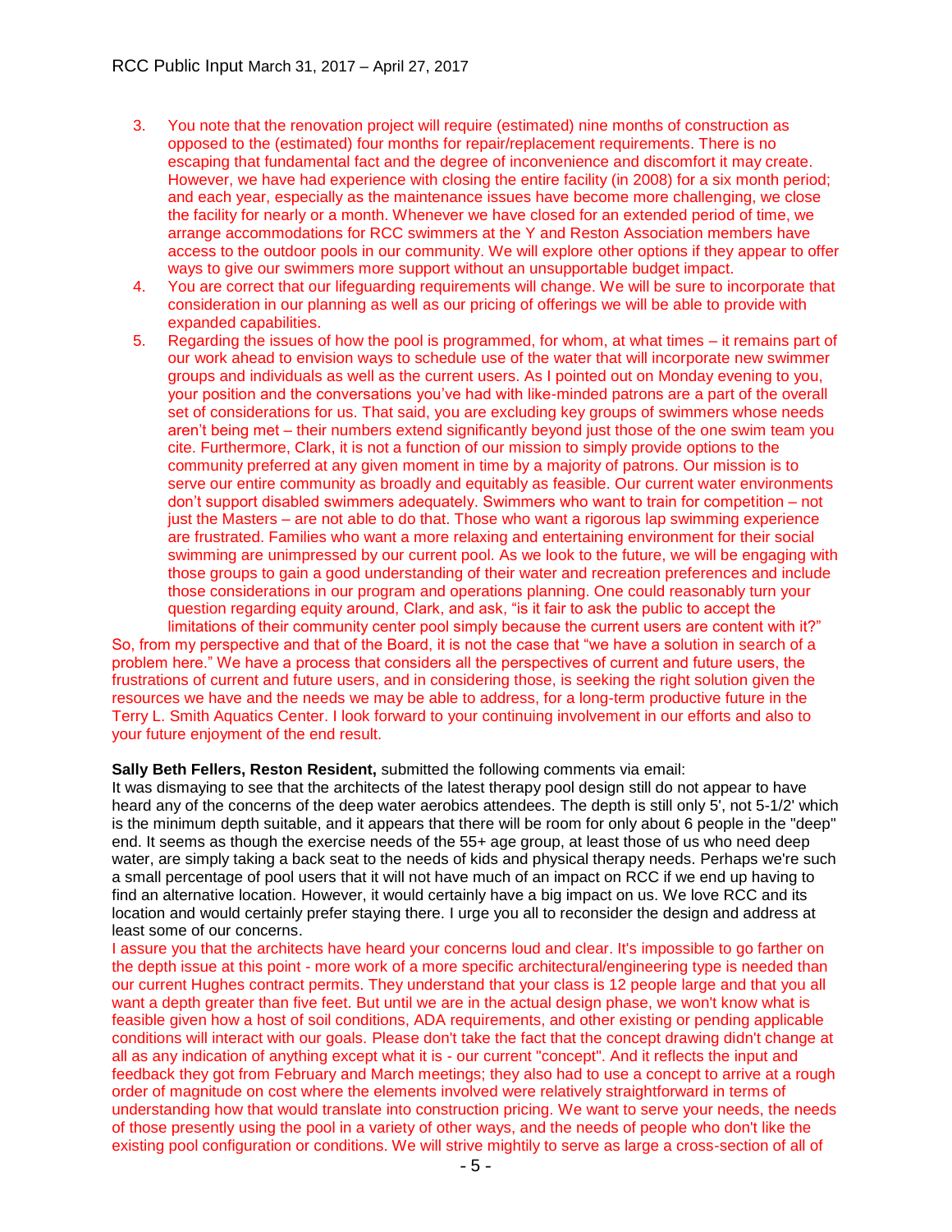3. You note that the renovation project will require (estimated) nine months of construction as opposed to the (estimated) four months for repair/replacement requirements. There is no escaping that fundamental fact and the degree of inconvenience and discomfort it may create. However, we have had experience with closing the entire facility (in 2008) for a six month period; and each year, especially as the maintenance issues have become more challenging, we close the facility for nearly or a month. Whenever we have closed for an extended period of time, we arrange accommodations for RCC swimmers at the Y and Reston Association members have access to the outdoor pools in our community. We will explore other options if they appear to offer ways to give our swimmers more support without an unsupportable budget impact.
4. You are correct that our lifeguarding requirements will change. We will be sure to incorporate that consideration in our planning as well as our pricing of offerings we will be able to provide with expanded capabilities.
5. Regarding the issues of how the pool is programmed, for whom, at what times – it remains part of our work ahead to envision ways to schedule use of the water that will incorporate new swimmer groups and individuals as well as the current users. As I pointed out on Monday evening to you, your position and the conversations you've had with like-minded patrons are a part of the overall set of considerations for us. That said, you are excluding key groups of swimmers whose needs aren't being met – their numbers extend significantly beyond just those of the one swim team you cite. Furthermore, Clark, it is not a function of our mission to simply provide options to the community preferred at any given moment in time by a majority of patrons. Our mission is to serve our entire community as broadly and equitably as feasible. Our current water environments don't support disabled swimmers adequately. Swimmers who want to train for competition – not just the Masters – are not able to do that. Those who want a rigorous lap swimming experience are frustrated. Families who want a more relaxing and entertaining environment for their social swimming are unimpressed by our current pool. As we look to the future, we will be engaging with those groups to gain a good understanding of their water and recreation preferences and include those considerations in our program and operations planning. One could reasonably turn your question regarding equity around, Clark, and ask, "is it fair to ask the public to accept the limitations of their community center pool simply because the current users are content with it?"

So, from my perspective and that of the Board, it is not the case that "we have a solution in search of a problem here." We have a process that considers all the perspectives of current and future users, the frustrations of current and future users, and in considering those, is seeking the right solution given the resources we have and the needs we may be able to address, for a long-term productive future in the Terry L. Smith Aquatics Center. I look forward to your continuing involvement in our efforts and also to your future enjoyment of the end result.

**Sally Beth Fellers, Reston Resident,** submitted the following comments via email:

It was dismaying to see that the architects of the latest therapy pool design still do not appear to have heard any of the concerns of the deep water aerobics attendees. The depth is still only 5', not 5-1/2' which is the minimum depth suitable, and it appears that there will be room for only about 6 people in the "deep" end. It seems as though the exercise needs of the 55+ age group, at least those of us who need deep water, are simply taking a back seat to the needs of kids and physical therapy needs. Perhaps we're such a small percentage of pool users that it will not have much of an impact on RCC if we end up having to find an alternative location. However, it would certainly have a big impact on us. We love RCC and its location and would certainly prefer staying there. I urge you all to reconsider the design and address at least some of our concerns.

I assure you that the architects have heard your concerns loud and clear. It's impossible to go farther on the depth issue at this point - more work of a more specific architectural/engineering type is needed than our current Hughes contract permits. They understand that your class is 12 people large and that you all want a depth greater than five feet. But until we are in the actual design phase, we won't know what is feasible given how a host of soil conditions, ADA requirements, and other existing or pending applicable conditions will interact with our goals. Please don't take the fact that the concept drawing didn't change at all as any indication of anything except what it is - our current "concept". And it reflects the input and feedback they got from February and March meetings; they also had to use a concept to arrive at a rough order of magnitude on cost where the elements involved were relatively straightforward in terms of understanding how that would translate into construction pricing. We want to serve your needs, the needs of those presently using the pool in a variety of other ways, and the needs of people who don't like the existing pool configuration or conditions. We will strive mightily to serve as large a cross-section of all of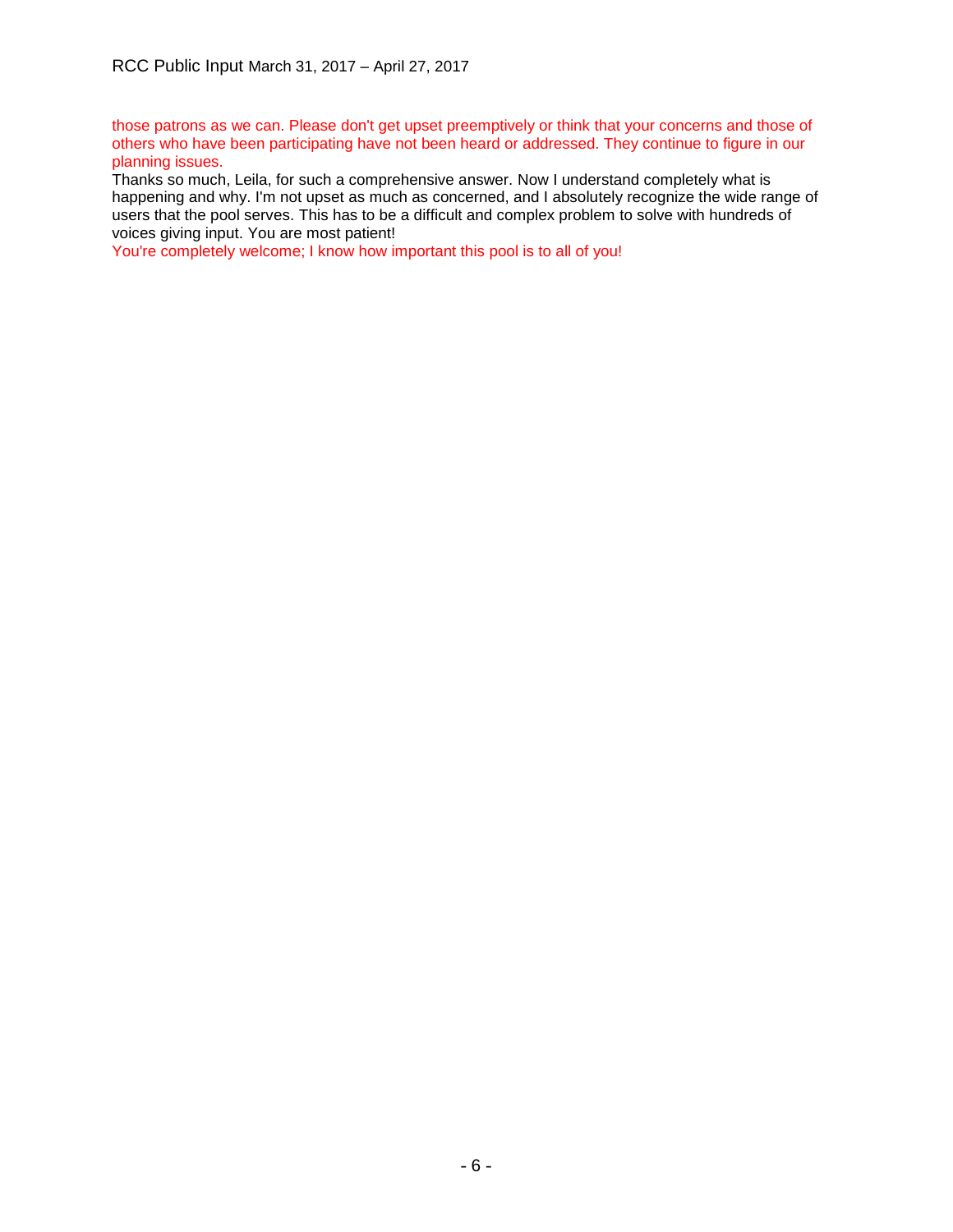those patrons as we can. Please don't get upset preemptively or think that your concerns and those of others who have been participating have not been heard or addressed. They continue to figure in our planning issues.

Thanks so much, Leila, for such a comprehensive answer. Now I understand completely what is happening and why. I'm not upset as much as concerned, and I absolutely recognize the wide range of users that the pool serves. This has to be a difficult and complex problem to solve with hundreds of voices giving input. You are most patient!

You're completely welcome; I know how important this pool is to all of you!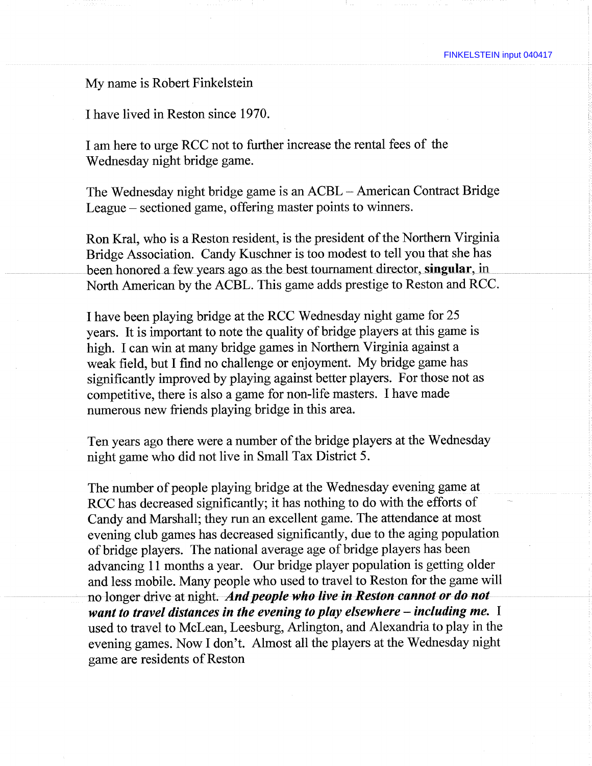FINKELSTEIN input 040417

My name is Robert Finkelstein

I have lived in Reston since 1970.

I am here to urge RCC not to further increase the rental fees of the Wednesday night bridge game.

The Wednesday night bridge game is an ACBL – American Contract Bridge League – sectioned game, offering master points to winners.

Ron Kral, who is a Reston resident, is the president of the Northern Virginia Bridge Association. Candy Kuschner is too modest to tell you that she has been honored a few years ago as the best tournament director, **singular**, in North American by the ACBL. This game adds prestige to Reston and RCC.

I have been playing bridge at the RCC Wednesday night game for 25 years. It is important to note the quality of bridge players at this game is high. I can win at many bridge games in Northern Virginia against a weak field, but I find no challenge or enjoyment. My bridge game has significantly improved by playing against better players. For those not as competitive, there is also a game for non-life masters. I have made numerous new friends playing bridge in this area.

Ten years ago there were a number of the bridge players at the Wednesday night game who did not live in Small Tax District 5.

The number of people playing bridge at the Wednesday evening game at RCC has decreased significantly; it has nothing to do with the efforts of Candy and Marshall; they run an excellent game. The attendance at most evening club games has decreased significantly, due to the aging population of bridge players. The national average age of bridge players has been advancing 11 months a year. Our bridge player population is getting older and less mobile. Many people who used to travel to Reston for the game will no longer drive at night. ***And people who live in Reston cannot or do not want to travel distances in the evening to play elsewhere – including me.*** I used to travel to McLean, Leesburg, Arlington, and Alexandria to play in the evening games. Now I don't. Almost all the players at the Wednesday night game are residents of Reston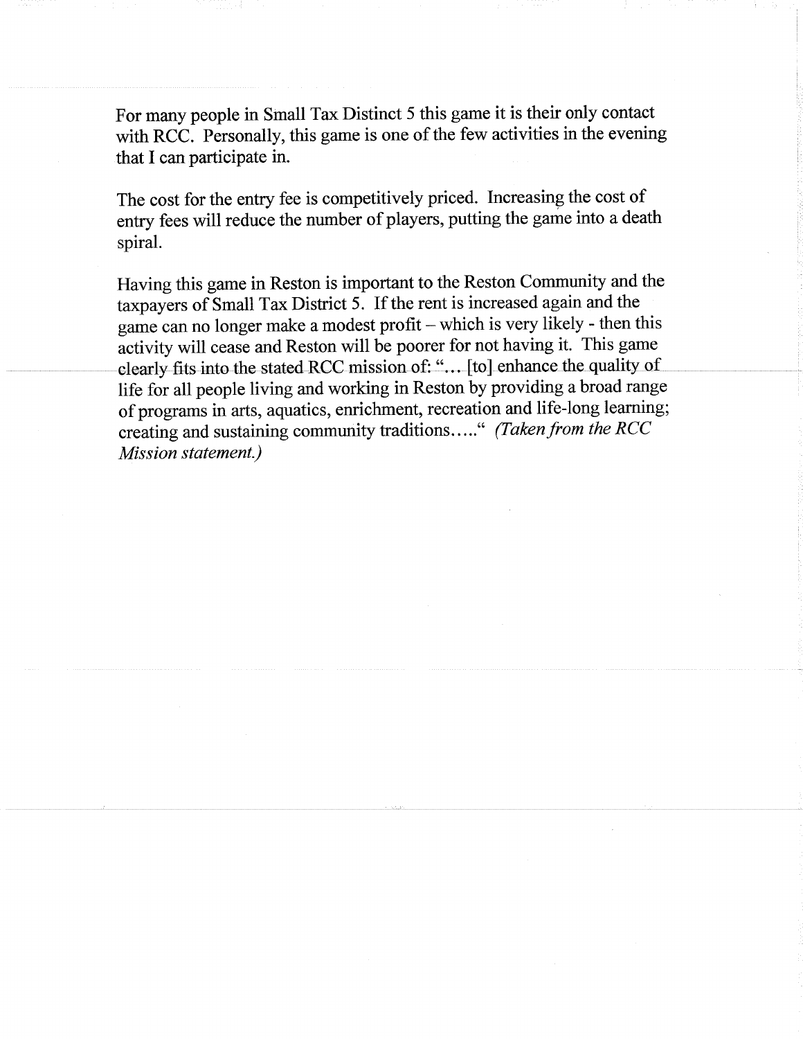For many people in Small Tax Distinct 5 this game it is their only contact with RCC. Personally, this game is one of the few activities in the evening that I can participate in.

The cost for the entry fee is competitively priced. Increasing the cost of entry fees will reduce the number of players, putting the game into a death spiral.

Having this game in Reston is important to the Reston Community and the taxpayers of Small Tax District 5. If the rent is increased again and the game can no longer make a modest profit – which is very likely - then this activity will cease and Reston will be poorer for not having it. This game clearly fits into the stated RCC mission of: "… [to] enhance the quality of life for all people living and working in Reston by providing a broad range of programs in arts, aquatics, enrichment, recreation and life-long learning; creating and sustaining community traditions….." *(Taken from the RCC Mission statement.)*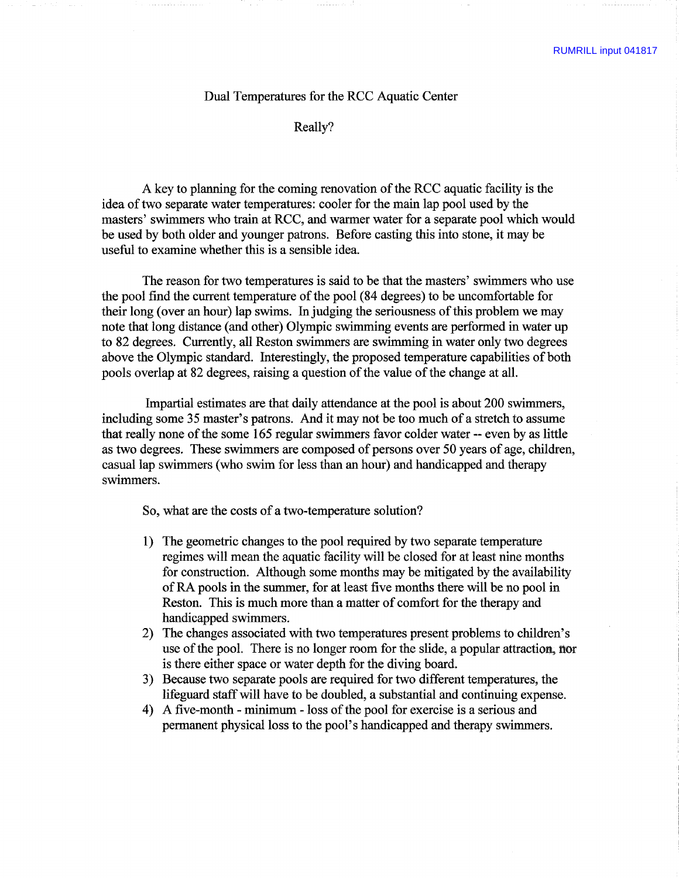RUMRILL input 041817

# Dual Temperatures for the RCC Aquatic Center

## Really?

A key to planning for the coming renovation of the RCC aquatic facility is the idea of two separate water temperatures: cooler for the main lap pool used by the masters' swimmers who train at RCC, and warmer water for a separate pool which would be used by both older and younger patrons. Before casting this into stone, it may be useful to examine whether this is a sensible idea.

The reason for two temperatures is said to be that the masters' swimmers who use the pool find the current temperature of the pool (84 degrees) to be uncomfortable for their long (over an hour) lap swims. In judging the seriousness of this problem we may note that long distance (and other) Olympic swimming events are performed in water up to 82 degrees. Currently, all Reston swimmers are swimming in water only two degrees above the Olympic standard. Interestingly, the proposed temperature capabilities of both pools overlap at 82 degrees, raising a question of the value of the change at all.

Impartial estimates are that daily attendance at the pool is about 200 swimmers, including some 35 master's patrons. And it may not be too much of a stretch to assume that really none of the some 165 regular swimmers favor colder water -- even by as little as two degrees. These swimmers are composed of persons over 50 years of age, children, casual lap swimmers (who swim for less than an hour) and handicapped and therapy swimmers.

So, what are the costs of a two-temperature solution?

1) The geometric changes to the pool required by two separate temperature regimes will mean the aquatic facility will be closed for at least nine months for construction. Although some months may be mitigated by the availability of RA pools in the summer, for at least five months there will be no pool in Reston. This is much more than a matter of comfort for the therapy and handicapped swimmers.
2) The changes associated with two temperatures present problems to children's use of the pool. There is no longer room for the slide, a popular attraction, nor is there either space or water depth for the diving board.
3) Because two separate pools are required for two different temperatures, the lifeguard staff will have to be doubled, a substantial and continuing expense.
4) A five-month - minimum - loss of the pool for exercise is a serious and permanent physical loss to the pool's handicapped and therapy swimmers.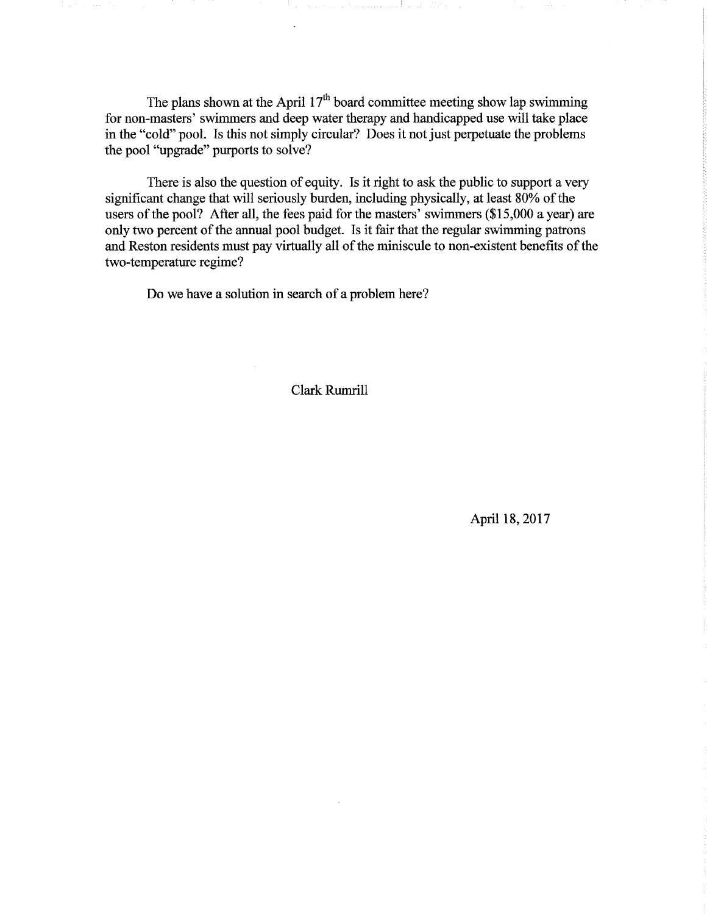The plans shown at the April 17th board committee meeting show lap swimming for non-masters' swimmers and deep water therapy and handicapped use will take place in the "cold" pool. Is this not simply circular? Does it not just perpetuate the problems the pool "upgrade" purports to solve?

There is also the question of equity. Is it right to ask the public to support a very significant change that will seriously burden, including physically, at least 80% of the users of the pool? After all, the fees paid for the masters' swimmers ($15,000 a year) are only two percent of the annual pool budget. Is it fair that the regular swimming patrons and Reston residents must pay virtually all of the miniscule to non-existent benefits of the two-temperature regime?

Do we have a solution in search of a problem here?

Clark Rumrill

April 18, 2017